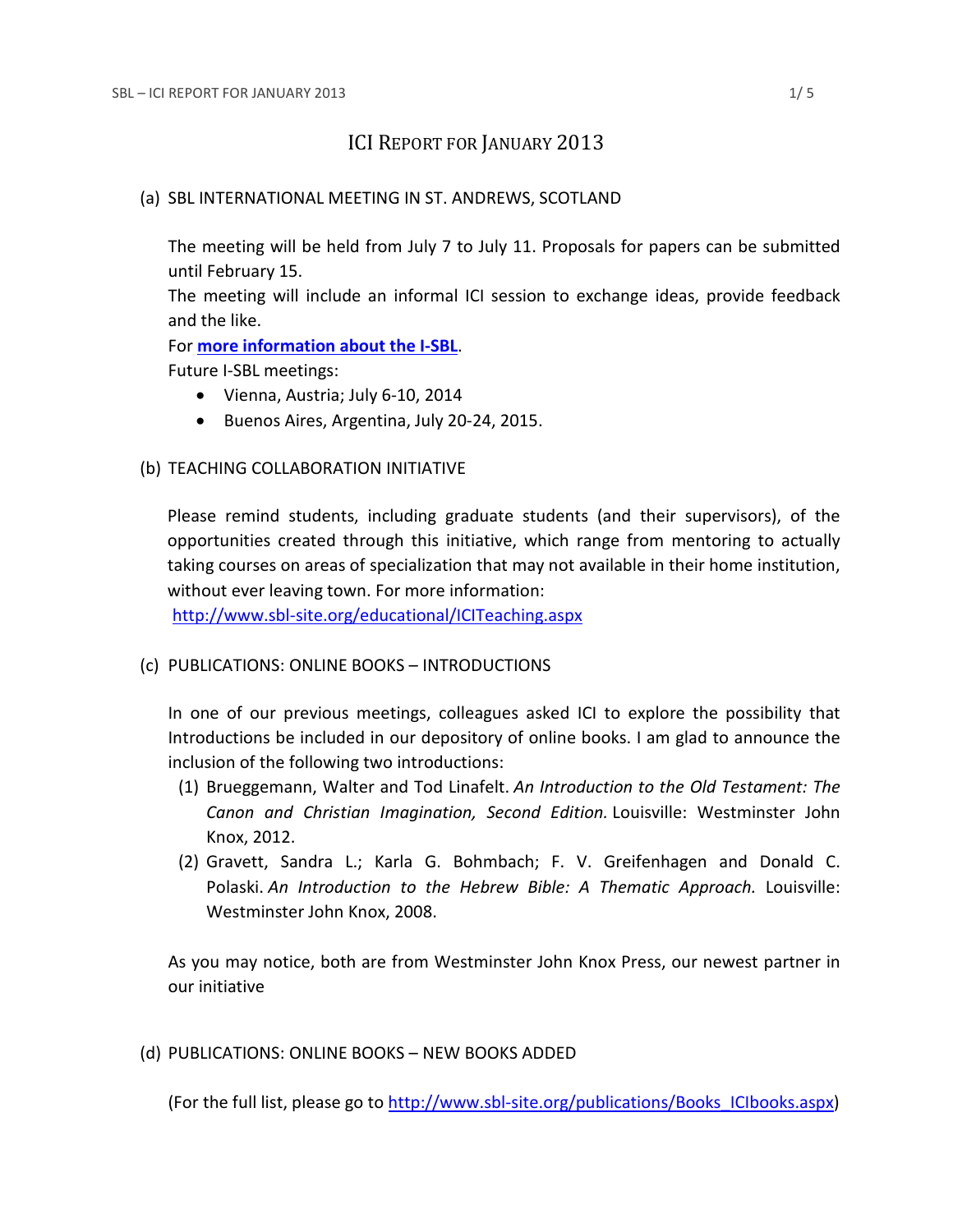# ICI Report for January 2013

## (a) SBL INTERNATIONAL MEETING IN ST. ANDREWS, SCOTLAND

The meeting will be held from July 7 to July 11. Proposals for papers can be submitted until February 15.

The meeting will include an informal ICI session to exchange ideas, provide feedback and the like.

For **more information about the I-SBL**.

Future I-SBL meetings:

- Vienna, Austria; July 6-10, 2014
- Buenos Aires, Argentina, July 20-24, 2015.

## (b) TEACHING COLLABORATION INITIATIVE

Please remind students, including graduate students (and their supervisors), of the opportunities created through this initiative, which range from mentoring to actually taking courses on areas of specialization that may not available in their home institution, without ever leaving town. For more information: http://www.sbl-site.org/educational/ICITeaching.aspx

## (c) PUBLICATIONS: ONLINE BOOKS – INTRODUCTIONS

In one of our previous meetings, colleagues asked ICI to explore the possibility that Introductions be included in our depository of online books. I am glad to announce the inclusion of the following two introductions:

(1) Brueggemann, Walter and Tod Linafelt. *An Introduction to the Old Testament: The Canon and Christian Imagination, Second Edition.* Louisville: Westminster John Knox, 2012.

(2) Gravett, Sandra L.; Karla G. Bohmbach; F. V. Greifenhagen and Donald C. Polaski. *An Introduction to the Hebrew Bible: A Thematic Approach.* Louisville: Westminster John Knox, 2008.

As you may notice, both are from Westminster John Knox Press, our newest partner in our initiative

## (d) PUBLICATIONS: ONLINE BOOKS – NEW BOOKS ADDED

(For the full list, please go to http://www.sbl-site.org/publications/Books_ICIbooks.aspx)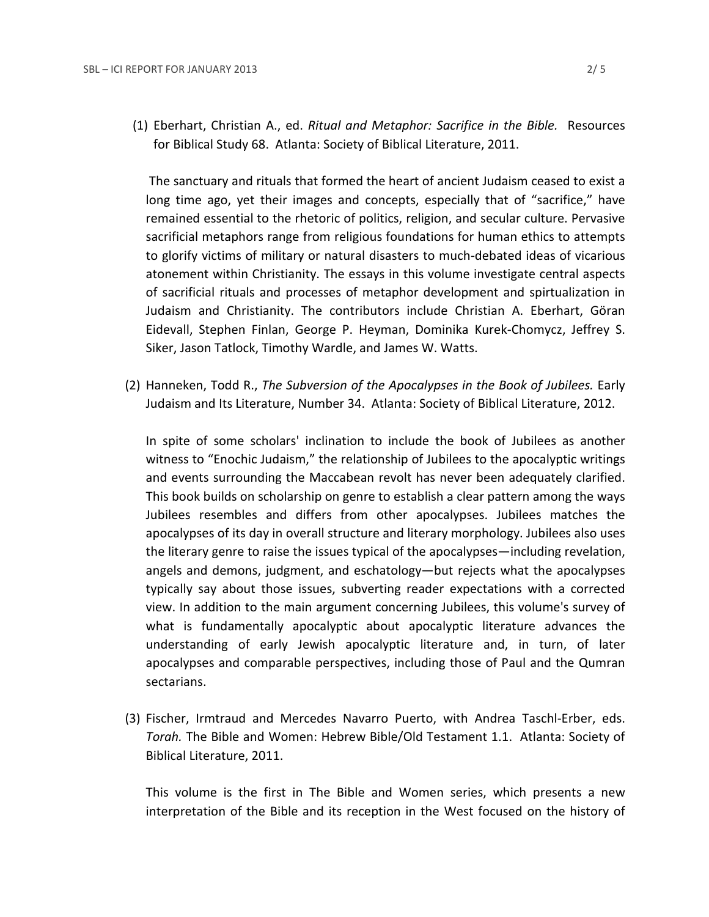(1) Eberhart, Christian A., ed. *Ritual and Metaphor: Sacrifice in the Bible.* Resources for Biblical Study 68. Atlanta: Society of Biblical Literature, 2011.

The sanctuary and rituals that formed the heart of ancient Judaism ceased to exist a long time ago, yet their images and concepts, especially that of "sacrifice," have remained essential to the rhetoric of politics, religion, and secular culture. Pervasive sacrificial metaphors range from religious foundations for human ethics to attempts to glorify victims of military or natural disasters to much-debated ideas of vicarious atonement within Christianity. The essays in this volume investigate central aspects of sacrificial rituals and processes of metaphor development and spirtualization in Judaism and Christianity. The contributors include Christian A. Eberhart, Göran Eidevall, Stephen Finlan, George P. Heyman, Dominika Kurek-Chomycz, Jeffrey S. Siker, Jason Tatlock, Timothy Wardle, and James W. Watts.

(2) Hanneken, Todd R., *The Subversion of the Apocalypses in the Book of Jubilees.* Early Judaism and Its Literature, Number 34. Atlanta: Society of Biblical Literature, 2012.

In spite of some scholars' inclination to include the book of Jubilees as another witness to "Enochic Judaism," the relationship of Jubilees to the apocalyptic writings and events surrounding the Maccabean revolt has never been adequately clarified. This book builds on scholarship on genre to establish a clear pattern among the ways Jubilees resembles and differs from other apocalypses. Jubilees matches the apocalypses of its day in overall structure and literary morphology. Jubilees also uses the literary genre to raise the issues typical of the apocalypses—including revelation, angels and demons, judgment, and eschatology—but rejects what the apocalypses typically say about those issues, subverting reader expectations with a corrected view. In addition to the main argument concerning Jubilees, this volume's survey of what is fundamentally apocalyptic about apocalyptic literature advances the understanding of early Jewish apocalyptic literature and, in turn, of later apocalypses and comparable perspectives, including those of Paul and the Qumran sectarians.

(3) Fischer, Irmtraud and Mercedes Navarro Puerto, with Andrea Taschl-Erber, eds. *Torah.* The Bible and Women: Hebrew Bible/Old Testament 1.1. Atlanta: Society of Biblical Literature, 2011.

This volume is the first in The Bible and Women series, which presents a new interpretation of the Bible and its reception in the West focused on the history of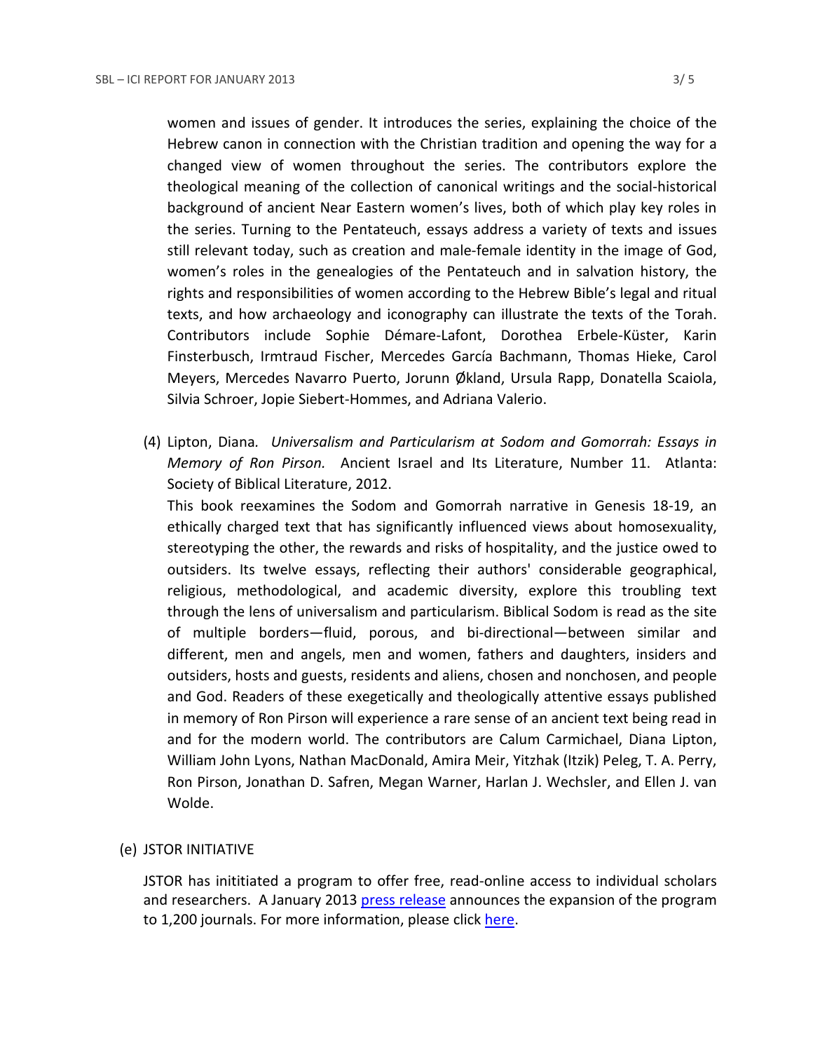women and issues of gender. It introduces the series, explaining the choice of the Hebrew canon in connection with the Christian tradition and opening the way for a changed view of women throughout the series. The contributors explore the theological meaning of the collection of canonical writings and the social-historical background of ancient Near Eastern women's lives, both of which play key roles in the series. Turning to the Pentateuch, essays address a variety of texts and issues still relevant today, such as creation and male-female identity in the image of God, women's roles in the genealogies of the Pentateuch and in salvation history, the rights and responsibilities of women according to the Hebrew Bible's legal and ritual texts, and how archaeology and iconography can illustrate the texts of the Torah. Contributors include Sophie Démare-Lafont, Dorothea Erbele-Küster, Karin Finsterbusch, Irmtraud Fischer, Mercedes García Bachmann, Thomas Hieke, Carol Meyers, Mercedes Navarro Puerto, Jorunn Økland, Ursula Rapp, Donatella Scaiola, Silvia Schroer, Jopie Siebert-Hommes, and Adriana Valerio.

(4) Lipton, Diana. *Universalism and Particularism at Sodom and Gomorrah: Essays in Memory of Ron Pirson.* Ancient Israel and Its Literature, Number 11. Atlanta: Society of Biblical Literature, 2012.
This book reexamines the Sodom and Gomorrah narrative in Genesis 18-19, an ethically charged text that has significantly influenced views about homosexuality, stereotyping the other, the rewards and risks of hospitality, and the justice owed to outsiders. Its twelve essays, reflecting their authors' considerable geographical, religious, methodological, and academic diversity, explore this troubling text through the lens of universalism and particularism. Biblical Sodom is read as the site of multiple borders—fluid, porous, and bi-directional—between similar and different, men and angels, men and women, fathers and daughters, insiders and outsiders, hosts and guests, residents and aliens, chosen and nonchosen, and people and God. Readers of these exegetically and theologically attentive essays published in memory of Ron Pirson will experience a rare sense of an ancient text being read in and for the modern world. The contributors are Calum Carmichael, Diana Lipton, William John Lyons, Nathan MacDonald, Amira Meir, Yitzhak (Itzik) Peleg, T. A. Perry, Ron Pirson, Jonathan D. Safren, Megan Warner, Harlan J. Wechsler, and Ellen J. van Wolde.

(e) JSTOR INITIATIVE

JSTOR has inititiated a program to offer free, read-online access to individual scholars and researchers. A January 2013 press release announces the expansion of the program to 1,200 journals. For more information, please click here.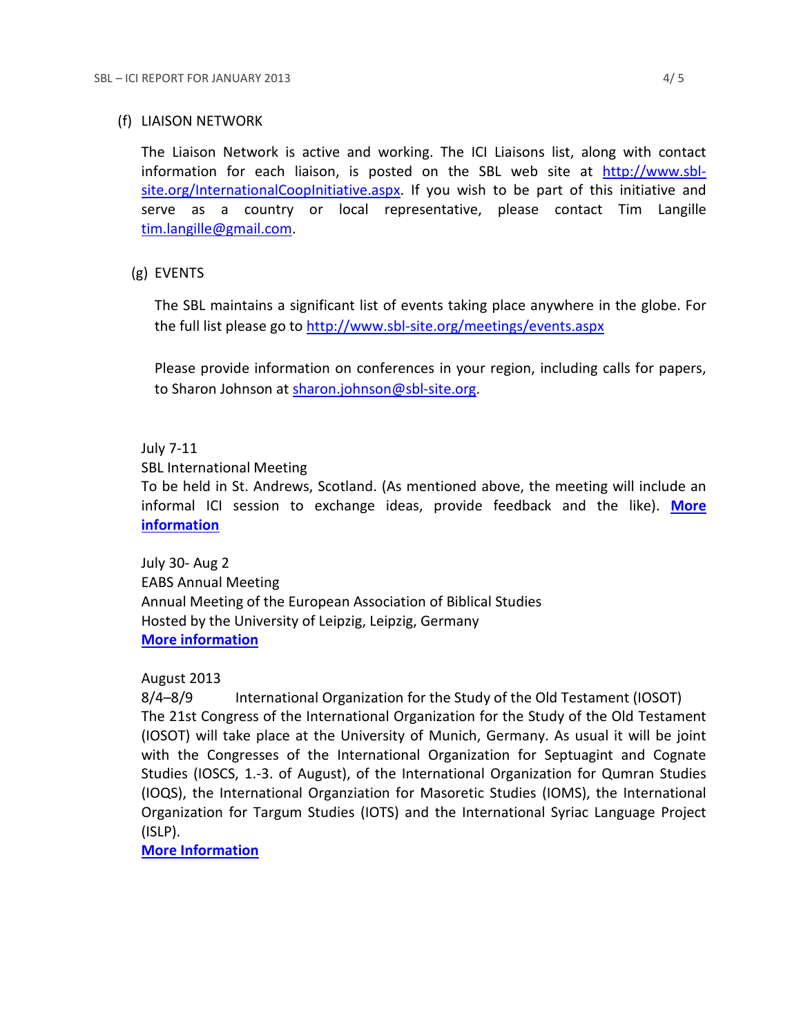(f) LIAISON NETWORK

The Liaison Network is active and working. The ICI Liaisons list, along with contact information for each liaison, is posted on the SBL web site at http://www.sbl-site.org/InternationalCoopInitiative.aspx. If you wish to be part of this initiative and serve as a country or local representative, please contact Tim Langille tim.langille@gmail.com.

(g) EVENTS

The SBL maintains a significant list of events taking place anywhere in the globe. For the full list please go to http://www.sbl-site.org/meetings/events.aspx

Please provide information on conferences in your region, including calls for papers, to Sharon Johnson at sharon.johnson@sbl-site.org.

July 7-11
SBL International Meeting
To be held in St. Andrews, Scotland. (As mentioned above, the meeting will include an informal ICI session to exchange ideas, provide feedback and the like). **More information**

July 30- Aug 2
EABS Annual Meeting
Annual Meeting of the European Association of Biblical Studies
Hosted by the University of Leipzig, Leipzig, Germany
**More information**

August 2013
8/4–8/9 International Organization for the Study of the Old Testament (IOSOT)
The 21st Congress of the International Organization for the Study of the Old Testament (IOSOT) will take place at the University of Munich, Germany. As usual it will be joint with the Congresses of the International Organization for Septuagint and Cognate Studies (IOSCS, 1.-3. of August), of the International Organization for Qumran Studies (IOQS), the International Organziation for Masoretic Studies (IOMS), the International Organization for Targum Studies (IOTS) and the International Syriac Language Project (ISLP).
**More Information**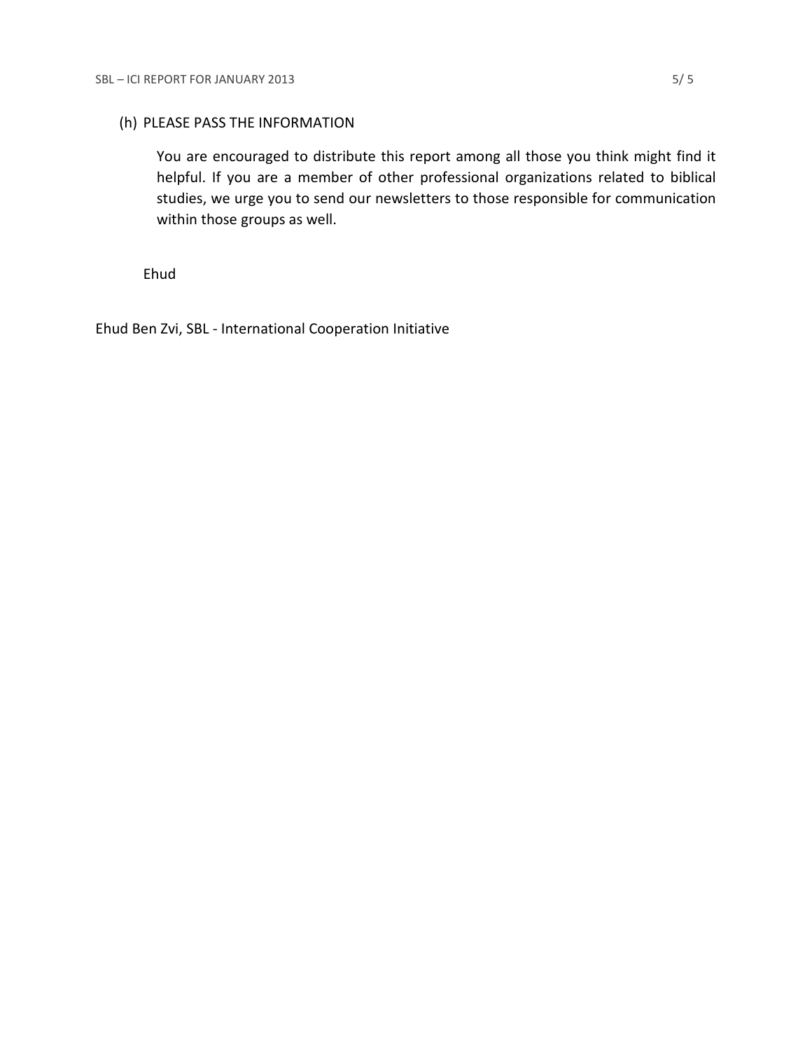## (h) PLEASE PASS THE INFORMATION

You are encouraged to distribute this report among all those you think might find it helpful. If you are a member of other professional organizations related to biblical studies, we urge you to send our newsletters to those responsible for communication within those groups as well.

Ehud

Ehud Ben Zvi, SBL - International Cooperation Initiative